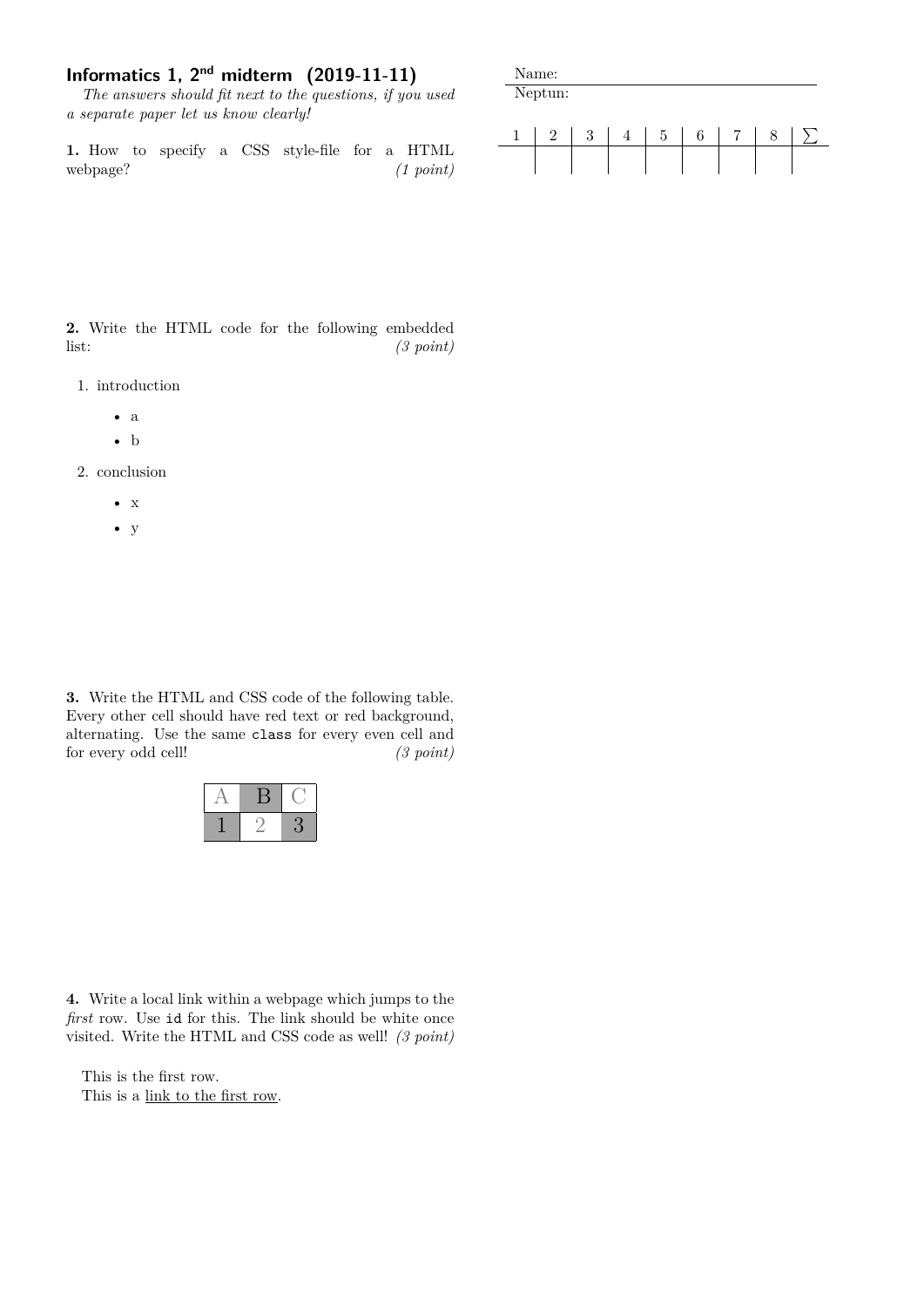## Informatics 1, 2nd midterm (2019-11-11)

*The answers should fit next to the questions, if you used a separate paper let us know clearly!*

Name:

Neptun:

| 1 | 2 | 3 | 4 | 5 | 6 | 7 | 8 | ∑ |
|---|---|---|---|---|---|---|---|---|
| | | | | | | | | |

**1.** How to specify a CSS style-file for a HTML webpage? *(1 point)*

**2.** Write the HTML code for the following embedded list: *(3 point)*

1. introduction
   - a
   - b
2. conclusion
   - x
   - y

**3.** Write the HTML and CSS code of the following table. Every other cell should have red text or red background, alternating. Use the same `class` for every even cell and for every odd cell! *(3 point)*

| | | |
|---|---|---|
| A | B | C |
| 1 | 2 | 3 |

**4.** Write a local link within a webpage which jumps to the *first* row. Use `id` for this. The link should be white once visited. Write the HTML and CSS code as well! *(3 point)*

This is the first row.
This is a link to the first row.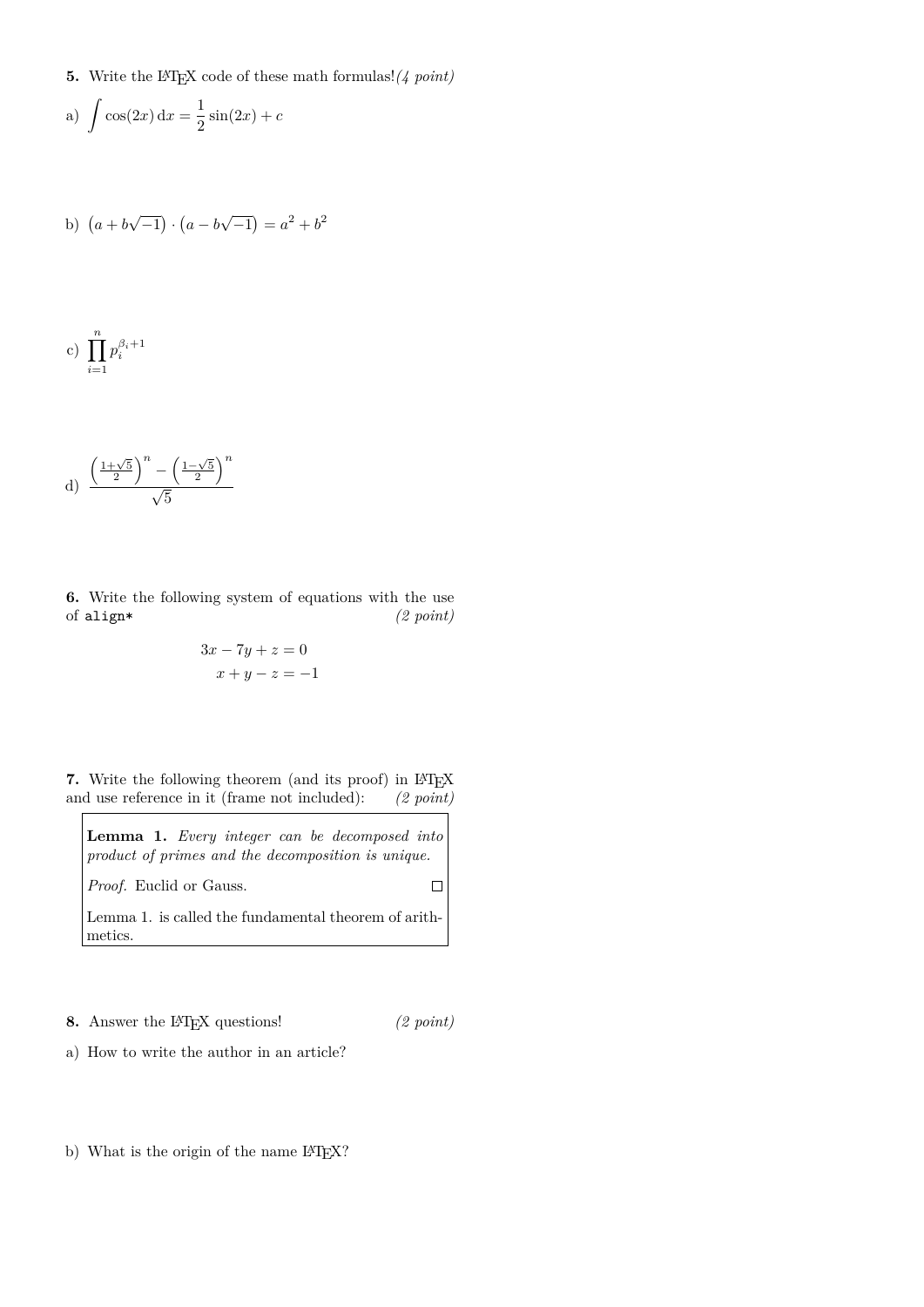**5.** Write the LaTeX code of these math formulas! *(4 point)*

a) $\int \cos(2x)\,\mathrm{d}x = \frac{1}{2}\sin(2x) + c$

b) $\left(a + b\sqrt{-1}\right) \cdot \left(a - b\sqrt{-1}\right) = a^2 + b^2$

c) $\prod_{i=1}^{n} p_i^{\beta_i + 1}$

d) $\dfrac{\left(\frac{1+\sqrt{5}}{2}\right)^n - \left(\frac{1-\sqrt{5}}{2}\right)^n}{\sqrt{5}}$

**6.** Write the following system of equations with the use of `align*` *(2 point)*

$$
\begin{aligned}
3x - 7y + z &= 0 \\
x + y - z &= -1
\end{aligned}
$$

**7.** Write the following theorem (and its proof) in LaTeX and use reference in it (frame not included): *(2 point)*

**Lemma 1.** *Every integer can be decomposed into product of primes and the decomposition is unique.*

*Proof.* Euclid or Gauss. □

Lemma 1. is called the fundamental theorem of arithmetics.

**8.** Answer the LaTeX questions! *(2 point)*

a) How to write the author in an article?

b) What is the origin of the name LaTeX?